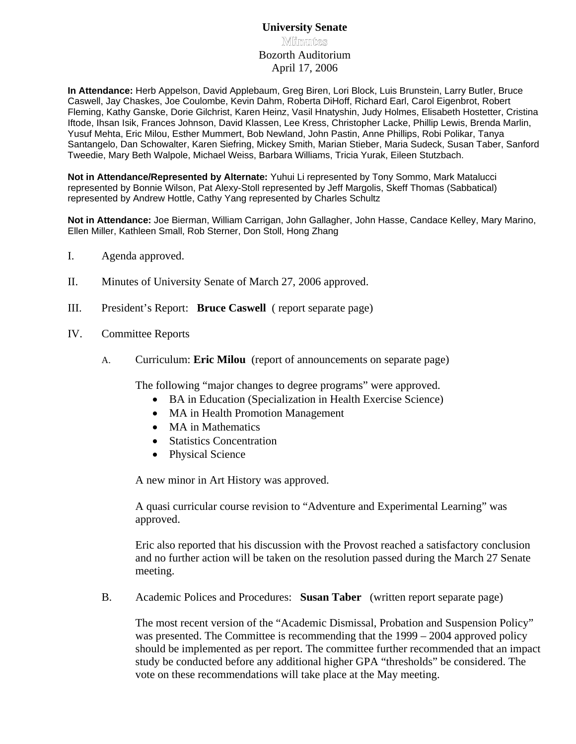# University Senate

## Minutes

Bozorth Auditorium
April 17, 2006

**In Attendance:** Herb Appelson, David Applebaum, Greg Biren, Lori Block, Luis Brunstein, Larry Butler, Bruce Caswell, Jay Chaskes, Joe Coulombe, Kevin Dahm, Roberta DiHoff, Richard Earl, Carol Eigenbrot, Robert Fleming, Kathy Ganske, Dorie Gilchrist, Karen Heinz, Vasil Hnatyshin, Judy Holmes, Elisabeth Hostetter, Cristina Iftode, Ihsan Isik, Frances Johnson, David Klassen, Lee Kress, Christopher Lacke, Phillip Lewis, Brenda Marlin, Yusuf Mehta, Eric Milou, Esther Mummert, Bob Newland, John Pastin, Anne Phillips, Robi Polikar, Tanya Santangelo, Dan Schowalter, Karen Siefring, Mickey Smith, Marian Stieber, Maria Sudeck, Susan Taber, Sanford Tweedie, Mary Beth Walpole, Michael Weiss, Barbara Williams, Tricia Yurak, Eileen Stutzbach.

**Not in Attendance/Represented by Alternate:** Yuhui Li represented by Tony Sommo, Mark Matalucci represented by Bonnie Wilson, Pat Alexy-Stoll represented by Jeff Margolis, Skeff Thomas (Sabbatical) represented by Andrew Hottle, Cathy Yang represented by Charles Schultz

**Not in Attendance:** Joe Bierman, William Carrigan, John Gallagher, John Hasse, Candace Kelley, Mary Marino, Ellen Miller, Kathleen Small, Rob Sterner, Don Stoll, Hong Zhang

I. Agenda approved.

II. Minutes of University Senate of March 27, 2006 approved.

III. President's Report: **Bruce Caswell** ( report separate page)

IV. Committee Reports

A. Curriculum: **Eric Milou** (report of announcements on separate page)

The following "major changes to degree programs" were approved.

- BA in Education (Specialization in Health Exercise Science)
- MA in Health Promotion Management
- MA in Mathematics
- Statistics Concentration
- Physical Science

A new minor in Art History was approved.

A quasi curricular course revision to "Adventure and Experimental Learning" was approved.

Eric also reported that his discussion with the Provost reached a satisfactory conclusion and no further action will be taken on the resolution passed during the March 27 Senate meeting.

B. Academic Polices and Procedures: **Susan Taber** (written report separate page)

The most recent version of the "Academic Dismissal, Probation and Suspension Policy" was presented. The Committee is recommending that the 1999 – 2004 approved policy should be implemented as per report. The committee further recommended that an impact study be conducted before any additional higher GPA "thresholds" be considered. The vote on these recommendations will take place at the May meeting.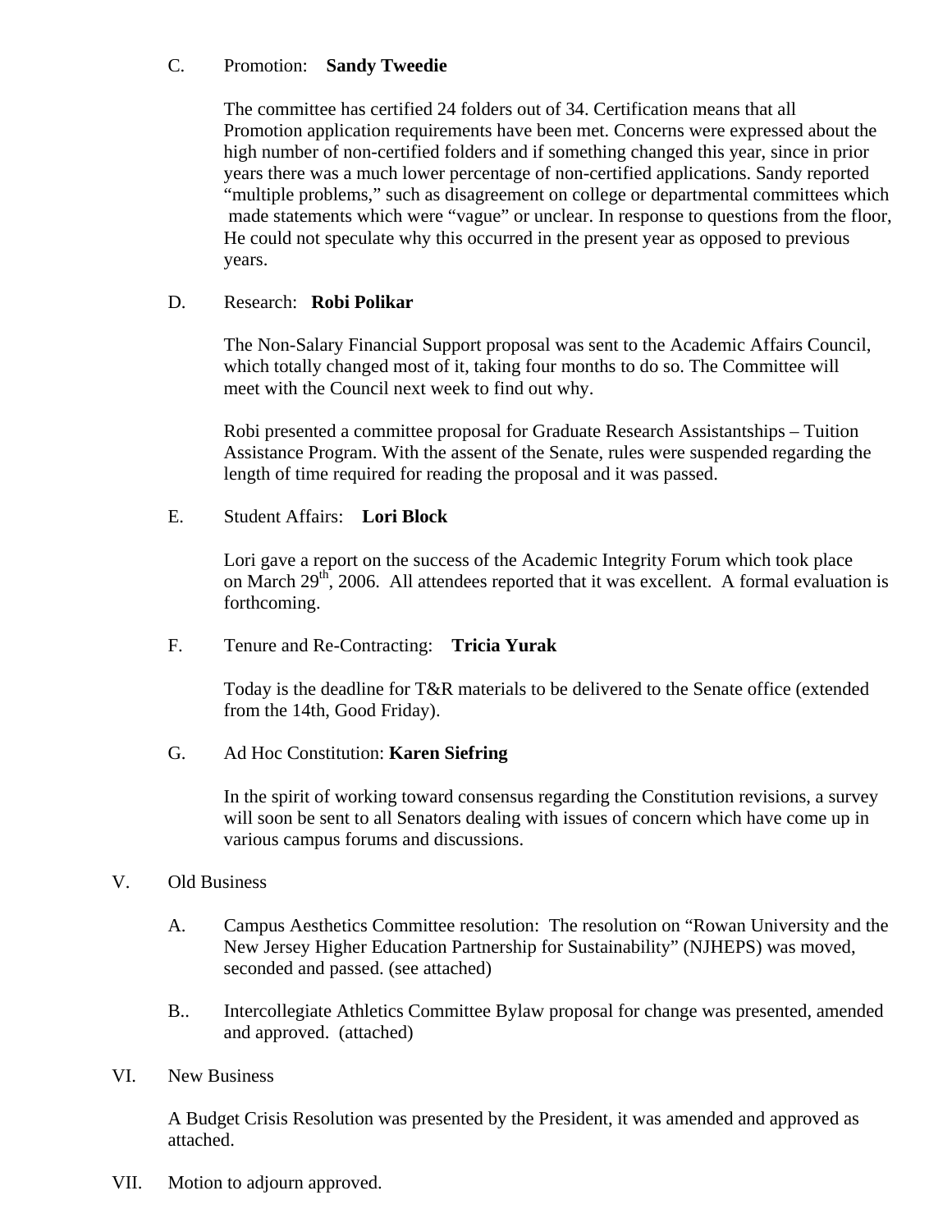C. Promotion: **Sandy Tweedie**

The committee has certified 24 folders out of 34. Certification means that all Promotion application requirements have been met. Concerns were expressed about the high number of non-certified folders and if something changed this year, since in prior years there was a much lower percentage of non-certified applications. Sandy reported "multiple problems," such as disagreement on college or departmental committees which made statements which were "vague" or unclear. In response to questions from the floor, He could not speculate why this occurred in the present year as opposed to previous years.

D. Research: **Robi Polikar**

The Non-Salary Financial Support proposal was sent to the Academic Affairs Council, which totally changed most of it, taking four months to do so. The Committee will meet with the Council next week to find out why.

Robi presented a committee proposal for Graduate Research Assistantships – Tuition Assistance Program. With the assent of the Senate, rules were suspended regarding the length of time required for reading the proposal and it was passed.

E. Student Affairs: **Lori Block**

Lori gave a report on the success of the Academic Integrity Forum which took place on March 29th, 2006. All attendees reported that it was excellent. A formal evaluation is forthcoming.

F. Tenure and Re-Contracting: **Tricia Yurak**

Today is the deadline for T&R materials to be delivered to the Senate office (extended from the 14th, Good Friday).

G. Ad Hoc Constitution: **Karen Siefring**

In the spirit of working toward consensus regarding the Constitution revisions, a survey will soon be sent to all Senators dealing with issues of concern which have come up in various campus forums and discussions.

V. Old Business

A. Campus Aesthetics Committee resolution: The resolution on "Rowan University and the New Jersey Higher Education Partnership for Sustainability" (NJHEPS) was moved, seconded and passed. (see attached)

B.. Intercollegiate Athletics Committee Bylaw proposal for change was presented, amended and approved. (attached)

VI. New Business

A Budget Crisis Resolution was presented by the President, it was amended and approved as attached.

VII. Motion to adjourn approved.